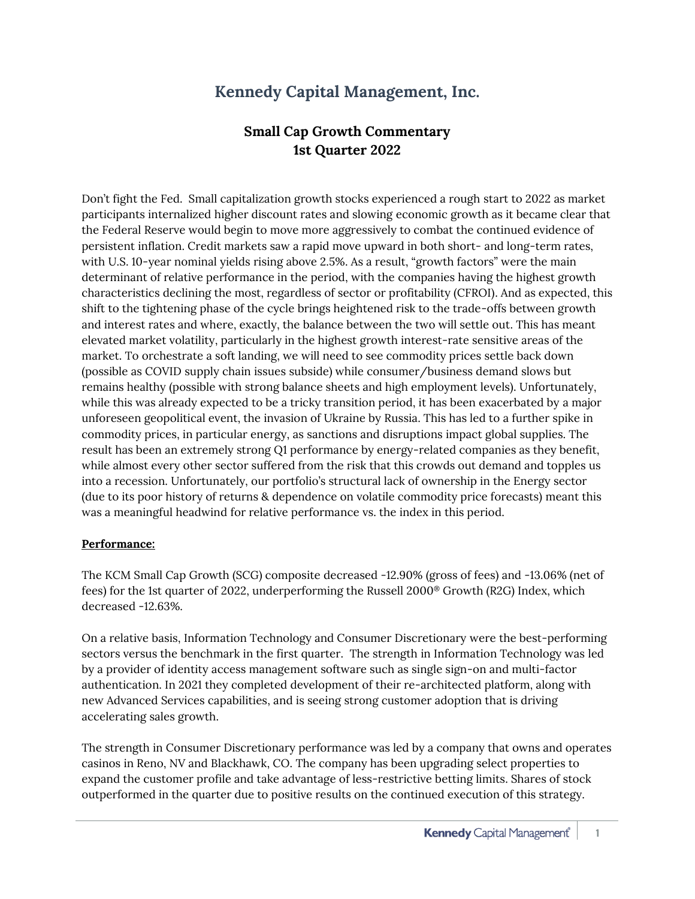# Kennedy Capital Management, Inc.

## Small Cap Growth Commentary
## 1st Quarter 2022

Don't fight the Fed. Small capitalization growth stocks experienced a rough start to 2022 as market participants internalized higher discount rates and slowing economic growth as it became clear that the Federal Reserve would begin to move more aggressively to combat the continued evidence of persistent inflation. Credit markets saw a rapid move upward in both short- and long-term rates, with U.S. 10-year nominal yields rising above 2.5%. As a result, "growth factors" were the main determinant of relative performance in the period, with the companies having the highest growth characteristics declining the most, regardless of sector or profitability (CFROI). And as expected, this shift to the tightening phase of the cycle brings heightened risk to the trade-offs between growth and interest rates and where, exactly, the balance between the two will settle out. This has meant elevated market volatility, particularly in the highest growth interest-rate sensitive areas of the market. To orchestrate a soft landing, we will need to see commodity prices settle back down (possible as COVID supply chain issues subside) while consumer/business demand slows but remains healthy (possible with strong balance sheets and high employment levels). Unfortunately, while this was already expected to be a tricky transition period, it has been exacerbated by a major unforeseen geopolitical event, the invasion of Ukraine by Russia. This has led to a further spike in commodity prices, in particular energy, as sanctions and disruptions impact global supplies. The result has been an extremely strong Q1 performance by energy-related companies as they benefit, while almost every other sector suffered from the risk that this crowds out demand and topples us into a recession. Unfortunately, our portfolio's structural lack of ownership in the Energy sector (due to its poor history of returns & dependence on volatile commodity price forecasts) meant this was a meaningful headwind for relative performance vs. the index in this period.

**Performance:**

The KCM Small Cap Growth (SCG) composite decreased -12.90% (gross of fees) and -13.06% (net of fees) for the 1st quarter of 2022, underperforming the Russell 2000® Growth (R2G) Index, which decreased -12.63%.

On a relative basis, Information Technology and Consumer Discretionary were the best-performing sectors versus the benchmark in the first quarter. The strength in Information Technology was led by a provider of identity access management software such as single sign-on and multi-factor authentication. In 2021 they completed development of their re-architected platform, along with new Advanced Services capabilities, and is seeing strong customer adoption that is driving accelerating sales growth.

The strength in Consumer Discretionary performance was led by a company that owns and operates casinos in Reno, NV and Blackhawk, CO. The company has been upgrading select properties to expand the customer profile and take advantage of less-restrictive betting limits. Shares of stock outperformed in the quarter due to positive results on the continued execution of this strategy.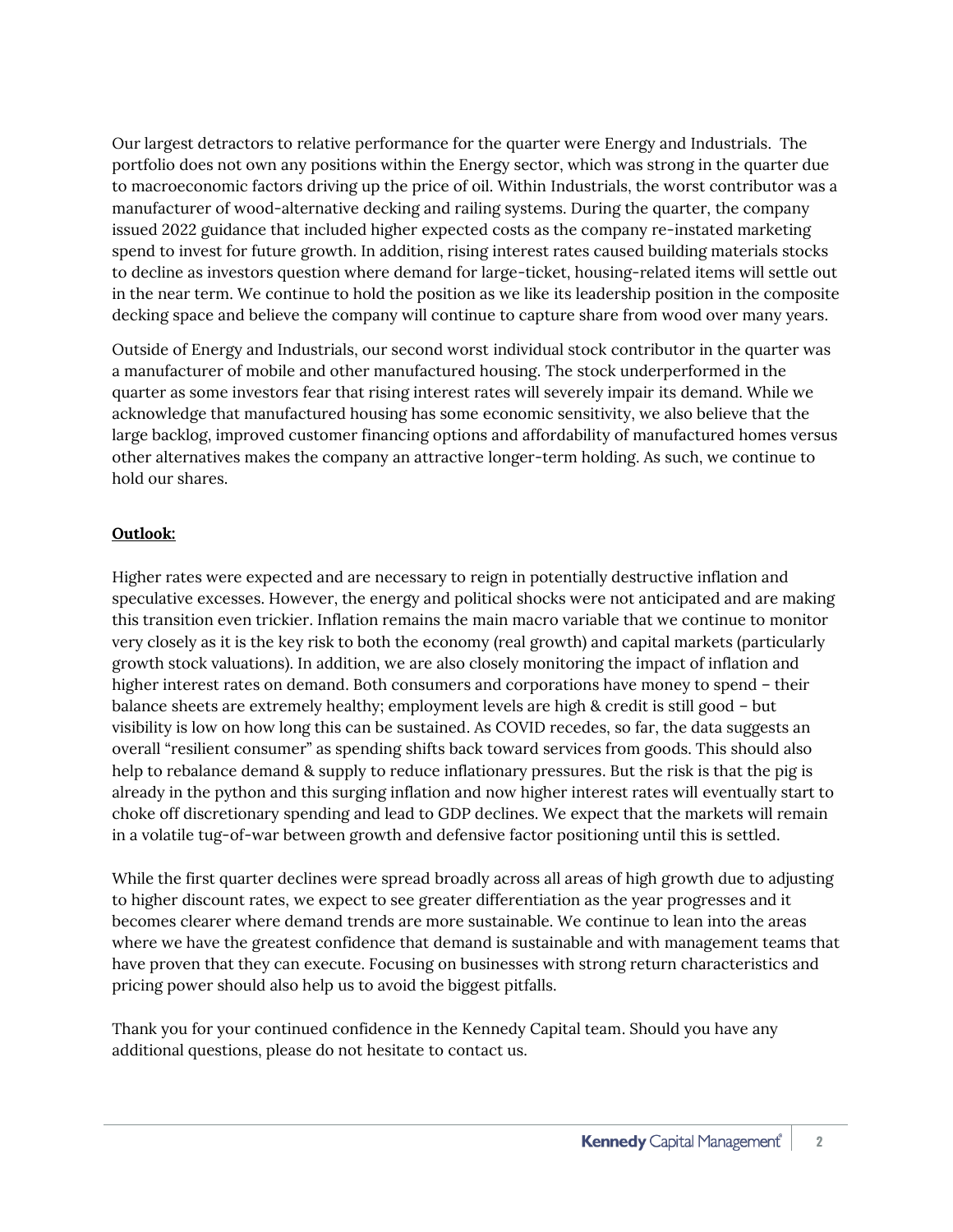Our largest detractors to relative performance for the quarter were Energy and Industrials. The portfolio does not own any positions within the Energy sector, which was strong in the quarter due to macroeconomic factors driving up the price of oil. Within Industrials, the worst contributor was a manufacturer of wood-alternative decking and railing systems. During the quarter, the company issued 2022 guidance that included higher expected costs as the company re-instated marketing spend to invest for future growth. In addition, rising interest rates caused building materials stocks to decline as investors question where demand for large-ticket, housing-related items will settle out in the near term. We continue to hold the position as we like its leadership position in the composite decking space and believe the company will continue to capture share from wood over many years.

Outside of Energy and Industrials, our second worst individual stock contributor in the quarter was a manufacturer of mobile and other manufactured housing. The stock underperformed in the quarter as some investors fear that rising interest rates will severely impair its demand. While we acknowledge that manufactured housing has some economic sensitivity, we also believe that the large backlog, improved customer financing options and affordability of manufactured homes versus other alternatives makes the company an attractive longer-term holding. As such, we continue to hold our shares.

**Outlook:**

Higher rates were expected and are necessary to reign in potentially destructive inflation and speculative excesses. However, the energy and political shocks were not anticipated and are making this transition even trickier. Inflation remains the main macro variable that we continue to monitor very closely as it is the key risk to both the economy (real growth) and capital markets (particularly growth stock valuations). In addition, we are also closely monitoring the impact of inflation and higher interest rates on demand. Both consumers and corporations have money to spend – their balance sheets are extremely healthy; employment levels are high & credit is still good – but visibility is low on how long this can be sustained. As COVID recedes, so far, the data suggests an overall "resilient consumer" as spending shifts back toward services from goods. This should also help to rebalance demand & supply to reduce inflationary pressures. But the risk is that the pig is already in the python and this surging inflation and now higher interest rates will eventually start to choke off discretionary spending and lead to GDP declines. We expect that the markets will remain in a volatile tug-of-war between growth and defensive factor positioning until this is settled.

While the first quarter declines were spread broadly across all areas of high growth due to adjusting to higher discount rates, we expect to see greater differentiation as the year progresses and it becomes clearer where demand trends are more sustainable. We continue to lean into the areas where we have the greatest confidence that demand is sustainable and with management teams that have proven that they can execute. Focusing on businesses with strong return characteristics and pricing power should also help us to avoid the biggest pitfalls.

Thank you for your continued confidence in the Kennedy Capital team. Should you have any additional questions, please do not hesitate to contact us.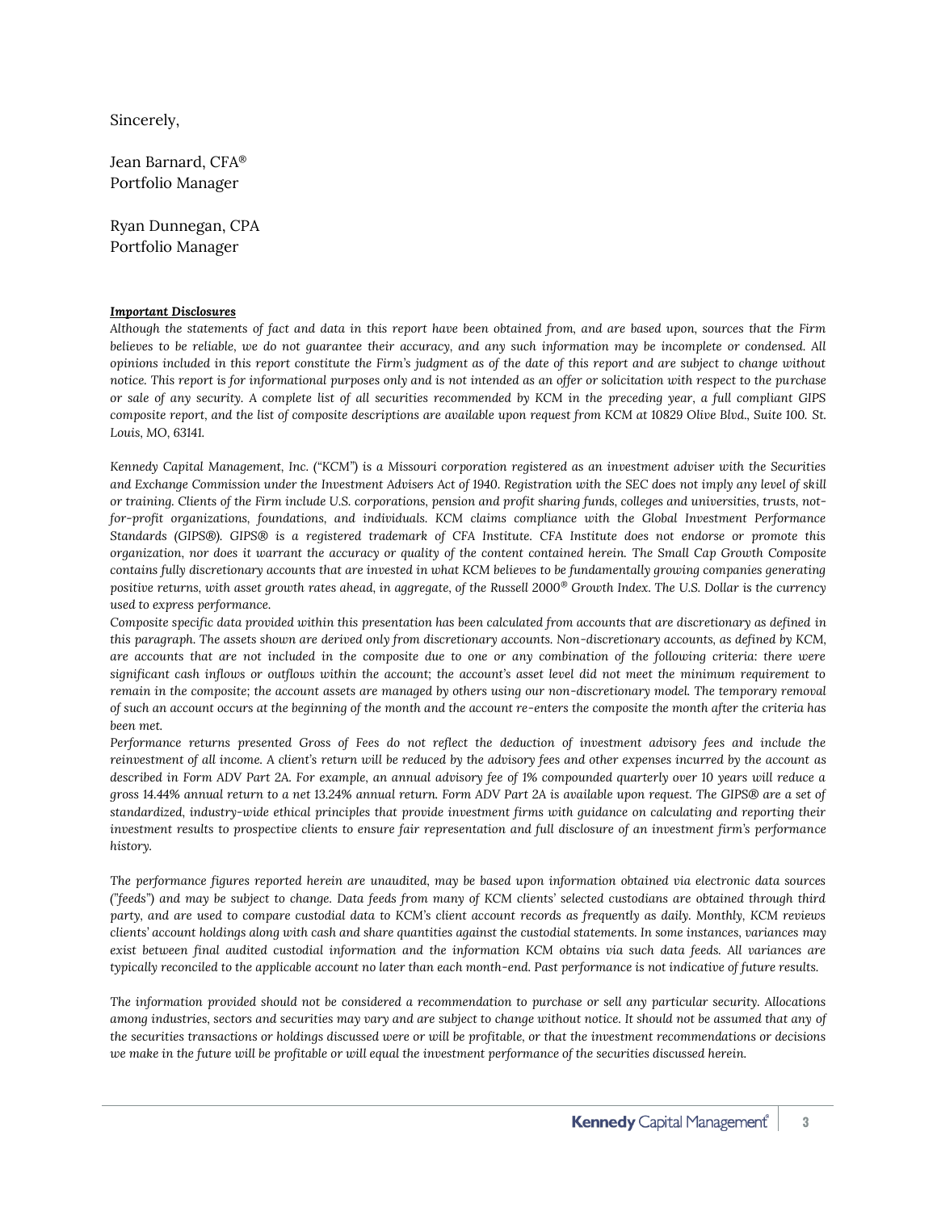Sincerely,

Jean Barnard, CFA®
Portfolio Manager

Ryan Dunnegan, CPA
Portfolio Manager

***<u>Important Disclosures</u>***

*Although the statements of fact and data in this report have been obtained from, and are based upon, sources that the Firm believes to be reliable, we do not guarantee their accuracy, and any such information may be incomplete or condensed. All opinions included in this report constitute the Firm's judgment as of the date of this report and are subject to change without notice. This report is for informational purposes only and is not intended as an offer or solicitation with respect to the purchase or sale of any security. A complete list of all securities recommended by KCM in the preceding year, a full compliant GIPS composite report, and the list of composite descriptions are available upon request from KCM at 10829 Olive Blvd., Suite 100. St. Louis, MO, 63141.*

*Kennedy Capital Management, Inc. ("KCM") is a Missouri corporation registered as an investment adviser with the Securities and Exchange Commission under the Investment Advisers Act of 1940. Registration with the SEC does not imply any level of skill or training. Clients of the Firm include U.S. corporations, pension and profit sharing funds, colleges and universities, trusts, not-for-profit organizations, foundations, and individuals. KCM claims compliance with the Global Investment Performance Standards (GIPS®). GIPS® is a registered trademark of CFA Institute. CFA Institute does not endorse or promote this organization, nor does it warrant the accuracy or quality of the content contained herein. The Small Cap Growth Composite contains fully discretionary accounts that are invested in what KCM believes to be fundamentally growing companies generating positive returns, with asset growth rates ahead, in aggregate, of the Russell 2000® Growth Index. The U.S. Dollar is the currency used to express performance.*

*Composite specific data provided within this presentation has been calculated from accounts that are discretionary as defined in this paragraph. The assets shown are derived only from discretionary accounts. Non-discretionary accounts, as defined by KCM, are accounts that are not included in the composite due to one or any combination of the following criteria: there were significant cash inflows or outflows within the account; the account's asset level did not meet the minimum requirement to remain in the composite; the account assets are managed by others using our non-discretionary model. The temporary removal of such an account occurs at the beginning of the month and the account re-enters the composite the month after the criteria has been met.*

*Performance returns presented Gross of Fees do not reflect the deduction of investment advisory fees and include the reinvestment of all income. A client's return will be reduced by the advisory fees and other expenses incurred by the account as described in Form ADV Part 2A. For example, an annual advisory fee of 1% compounded quarterly over 10 years will reduce a gross 14.44% annual return to a net 13.24% annual return. Form ADV Part 2A is available upon request. The GIPS® are a set of standardized, industry-wide ethical principles that provide investment firms with guidance on calculating and reporting their investment results to prospective clients to ensure fair representation and full disclosure of an investment firm's performance history.*

*The performance figures reported herein are unaudited, may be based upon information obtained via electronic data sources ("feeds") and may be subject to change. Data feeds from many of KCM clients' selected custodians are obtained through third party, and are used to compare custodial data to KCM's client account records as frequently as daily. Monthly, KCM reviews clients' account holdings along with cash and share quantities against the custodial statements. In some instances, variances may exist between final audited custodial information and the information KCM obtains via such data feeds. All variances are typically reconciled to the applicable account no later than each month-end. Past performance is not indicative of future results.*

*The information provided should not be considered a recommendation to purchase or sell any particular security. Allocations among industries, sectors and securities may vary and are subject to change without notice. It should not be assumed that any of the securities transactions or holdings discussed were or will be profitable, or that the investment recommendations or decisions we make in the future will be profitable or will equal the investment performance of the securities discussed herein.*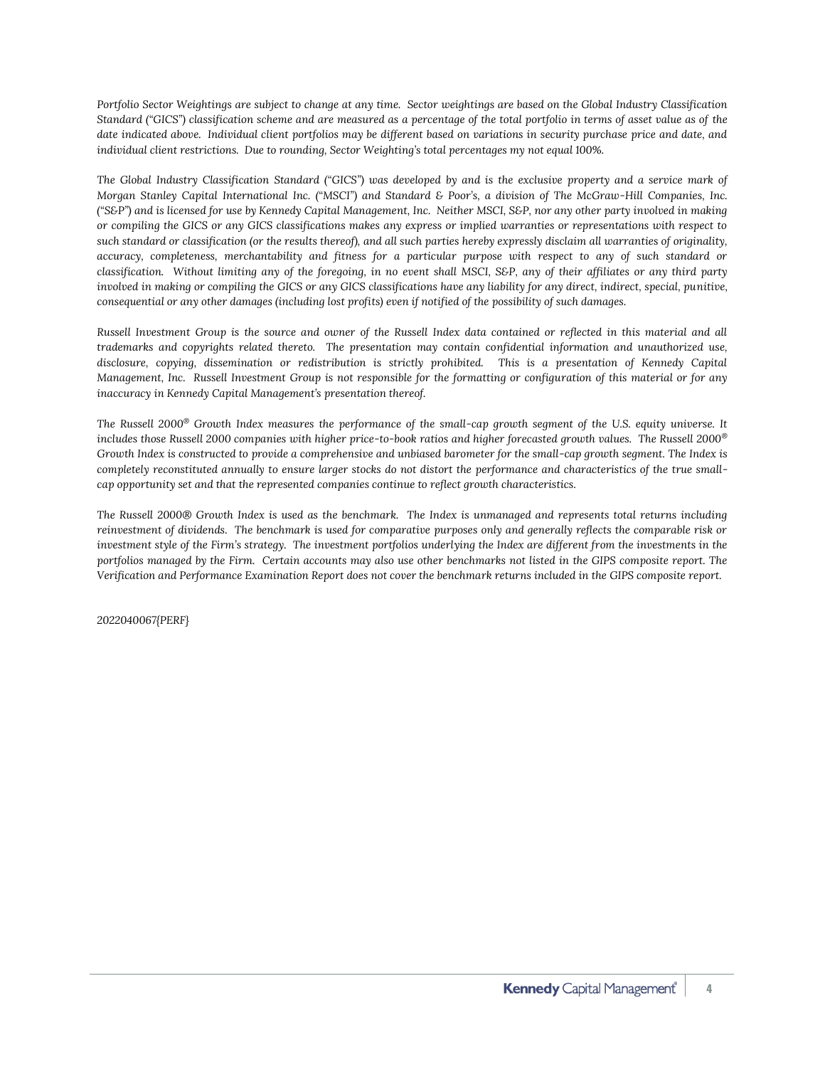*Portfolio Sector Weightings are subject to change at any time. Sector weightings are based on the Global Industry Classification Standard ("GICS") classification scheme and are measured as a percentage of the total portfolio in terms of asset value as of the date indicated above. Individual client portfolios may be different based on variations in security purchase price and date, and individual client restrictions. Due to rounding, Sector Weighting's total percentages my not equal 100%.*

*The Global Industry Classification Standard ("GICS") was developed by and is the exclusive property and a service mark of Morgan Stanley Capital International Inc. ("MSCI") and Standard & Poor's, a division of The McGraw-Hill Companies, Inc. ("S&P") and is licensed for use by Kennedy Capital Management, Inc. Neither MSCI, S&P, nor any other party involved in making or compiling the GICS or any GICS classifications makes any express or implied warranties or representations with respect to such standard or classification (or the results thereof), and all such parties hereby expressly disclaim all warranties of originality, accuracy, completeness, merchantability and fitness for a particular purpose with respect to any of such standard or classification. Without limiting any of the foregoing, in no event shall MSCI, S&P, any of their affiliates or any third party involved in making or compiling the GICS or any GICS classifications have any liability for any direct, indirect, special, punitive, consequential or any other damages (including lost profits) even if notified of the possibility of such damages.*

*Russell Investment Group is the source and owner of the Russell Index data contained or reflected in this material and all trademarks and copyrights related thereto. The presentation may contain confidential information and unauthorized use, disclosure, copying, dissemination or redistribution is strictly prohibited. This is a presentation of Kennedy Capital Management, Inc. Russell Investment Group is not responsible for the formatting or configuration of this material or for any inaccuracy in Kennedy Capital Management's presentation thereof.*

*The Russell 2000® Growth Index measures the performance of the small-cap growth segment of the U.S. equity universe. It includes those Russell 2000 companies with higher price-to-book ratios and higher forecasted growth values. The Russell 2000® Growth Index is constructed to provide a comprehensive and unbiased barometer for the small-cap growth segment. The Index is completely reconstituted annually to ensure larger stocks do not distort the performance and characteristics of the true small-cap opportunity set and that the represented companies continue to reflect growth characteristics.*

*The Russell 2000® Growth Index is used as the benchmark. The Index is unmanaged and represents total returns including reinvestment of dividends. The benchmark is used for comparative purposes only and generally reflects the comparable risk or investment style of the Firm's strategy. The investment portfolios underlying the Index are different from the investments in the portfolios managed by the Firm. Certain accounts may also use other benchmarks not listed in the GIPS composite report. The Verification and Performance Examination Report does not cover the benchmark returns included in the GIPS composite report.*

2022040067{PERF}